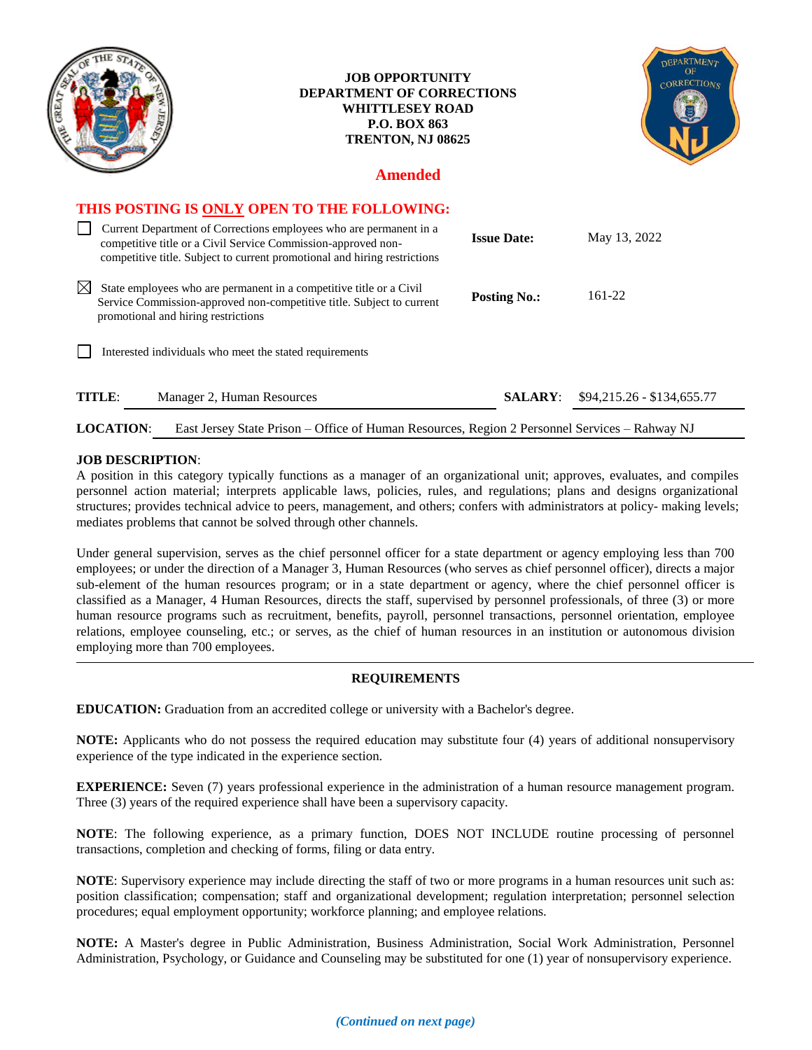**JOB OPPORTUNITY**
**DEPARTMENT OF CORRECTIONS**
**WHITTLESEY ROAD**
**P.O. BOX 863**
**TRENTON, NJ 08625**

## Amended

**THIS POSTING IS ONLY OPEN TO THE FOLLOWING:**

- ☐ Current Department of Corrections employees who are permanent in a competitive title or a Civil Service Commission-approved non-competitive title. Subject to current promotional and hiring restrictions
- ☒ State employees who are permanent in a competitive title or a Civil Service Commission-approved non-competitive title. Subject to current promotional and hiring restrictions
- ☐ Interested individuals who meet the stated requirements

**Issue Date:** May 13, 2022

**Posting No.:** 161-22

**TITLE:** Manager 2, Human Resources

**SALARY:** $94,215.26 - $134,655.77

**LOCATION:** East Jersey State Prison – Office of Human Resources, Region 2 Personnel Services – Rahway NJ

**JOB DESCRIPTION**:

A position in this category typically functions as a manager of an organizational unit; approves, evaluates, and compiles personnel action material; interprets applicable laws, policies, rules, and regulations; plans and designs organizational structures; provides technical advice to peers, management, and others; confers with administrators at policy- making levels; mediates problems that cannot be solved through other channels.

Under general supervision, serves as the chief personnel officer for a state department or agency employing less than 700 employees; or under the direction of a Manager 3, Human Resources (who serves as chief personnel officer), directs a major sub-element of the human resources program; or in a state department or agency, where the chief personnel officer is classified as a Manager, 4 Human Resources, directs the staff, supervised by personnel professionals, of three (3) or more human resource programs such as recruitment, benefits, payroll, personnel transactions, personnel orientation, employee relations, employee counseling, etc.; or serves, as the chief of human resources in an institution or autonomous division employing more than 700 employees.

---

## REQUIREMENTS

**EDUCATION:** Graduation from an accredited college or university with a Bachelor's degree.

**NOTE:** Applicants who do not possess the required education may substitute four (4) years of additional nonsupervisory experience of the type indicated in the experience section.

**EXPERIENCE:** Seven (7) years professional experience in the administration of a human resource management program. Three (3) years of the required experience shall have been a supervisory capacity.

**NOTE**: The following experience, as a primary function, DOES NOT INCLUDE routine processing of personnel transactions, completion and checking of forms, filing or data entry.

**NOTE**: Supervisory experience may include directing the staff of two or more programs in a human resources unit such as: position classification; compensation; staff and organizational development; regulation interpretation; personnel selection procedures; equal employment opportunity; workforce planning; and employee relations.

**NOTE:** A Master's degree in Public Administration, Business Administration, Social Work Administration, Personnel Administration, Psychology, or Guidance and Counseling may be substituted for one (1) year of nonsupervisory experience.

*(Continued on next page)*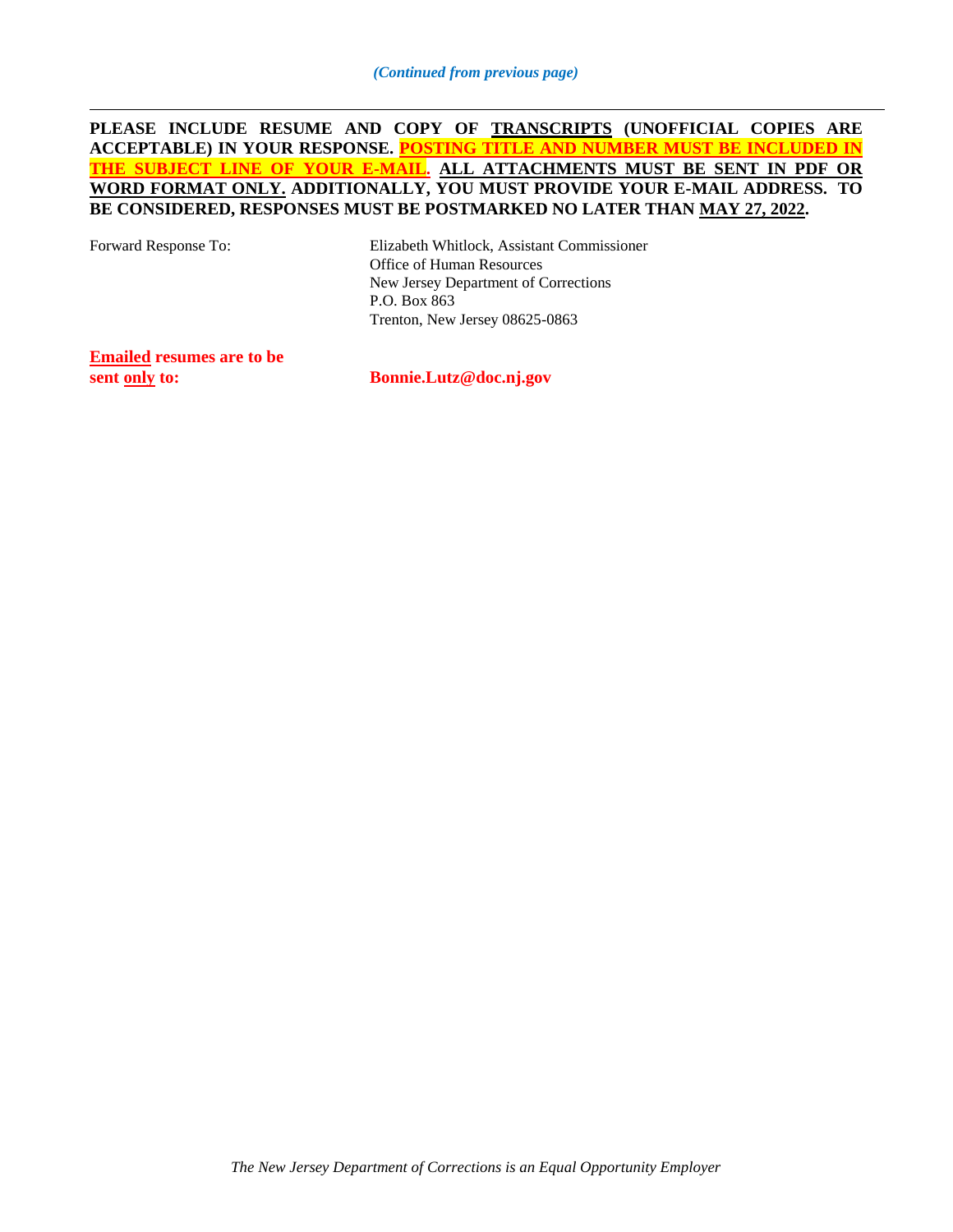*(Continued from previous page)*

---

**PLEASE INCLUDE RESUME AND COPY OF TRANSCRIPTS (UNOFFICIAL COPIES ARE ACCEPTABLE) IN YOUR RESPONSE. POSTING TITLE AND NUMBER MUST BE INCLUDED IN THE SUBJECT LINE OF YOUR E-MAIL. ALL ATTACHMENTS MUST BE SENT IN PDF OR WORD FORMAT ONLY. ADDITIONALLY, YOU MUST PROVIDE YOUR E-MAIL ADDRESS. TO BE CONSIDERED, RESPONSES MUST BE POSTMARKED NO LATER THAN MAY 27, 2022.**

Forward Response To:

Elizabeth Whitlock, Assistant Commissioner
Office of Human Resources
New Jersey Department of Corrections
P.O. Box 863
Trenton, New Jersey 08625-0863

**Emailed resumes are to be sent only to:** **Bonnie.Lutz@doc.nj.gov**

*The New Jersey Department of Corrections is an Equal Opportunity Employer*